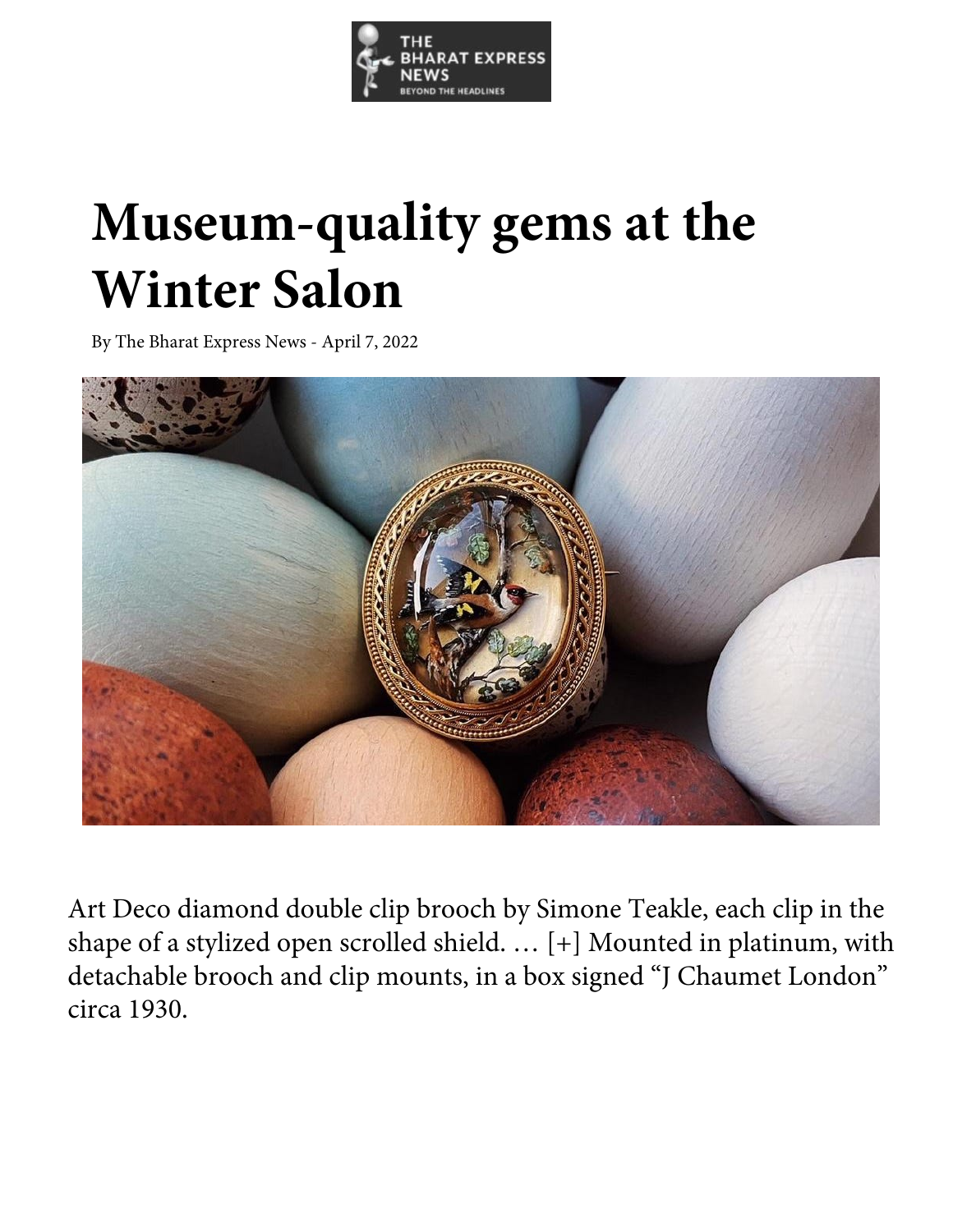# Museum-quality gems at the Winter Salon

By The Bharat Express News - April 7, 2022

Art Deco diamond double clip brooch by Simone Teakle, each clip in the shape of a stylized open scrolled shield. … [+] Mounted in platinum, with detachable brooch and clip mounts, in a box signed "J Chaumet London" circa 1930.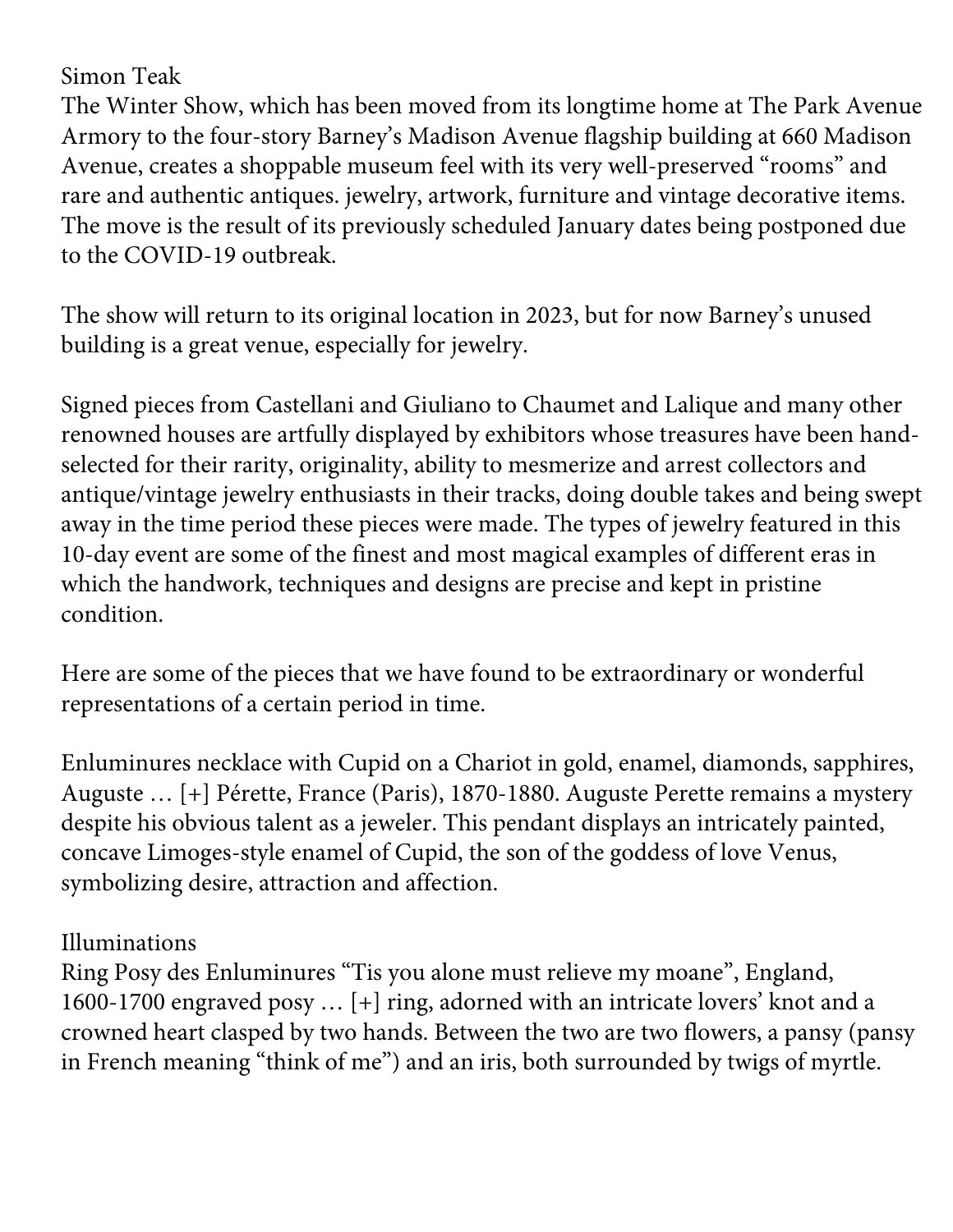Simon Teak

The Winter Show, which has been moved from its longtime home at The Park Avenue Armory to the four-story Barney's Madison Avenue flagship building at 660 Madison Avenue, creates a shoppable museum feel with its very well-preserved "rooms" and rare and authentic antiques. jewelry, artwork, furniture and vintage decorative items. The move is the result of its previously scheduled January dates being postponed due to the COVID-19 outbreak.

The show will return to its original location in 2023, but for now Barney's unused building is a great venue, especially for jewelry.

Signed pieces from Castellani and Giuliano to Chaumet and Lalique and many other renowned houses are artfully displayed by exhibitors whose treasures have been hand-selected for their rarity, originality, ability to mesmerize and arrest collectors and antique/vintage jewelry enthusiasts in their tracks, doing double takes and being swept away in the time period these pieces were made. The types of jewelry featured in this 10-day event are some of the finest and most magical examples of different eras in which the handwork, techniques and designs are precise and kept in pristine condition.

Here are some of the pieces that we have found to be extraordinary or wonderful representations of a certain period in time.

Enluminures necklace with Cupid on a Chariot in gold, enamel, diamonds, sapphires, Auguste … [+] Pérette, France (Paris), 1870-1880. Auguste Perette remains a mystery despite his obvious talent as a jeweler. This pendant displays an intricately painted, concave Limoges-style enamel of Cupid, the son of the goddess of love Venus, symbolizing desire, attraction and affection.

Illuminations

Ring Posy des Enluminures "Tis you alone must relieve my moane", England, 1600-1700 engraved posy … [+] ring, adorned with an intricate lovers' knot and a crowned heart clasped by two hands. Between the two are two flowers, a pansy (pansy in French meaning "think of me") and an iris, both surrounded by twigs of myrtle.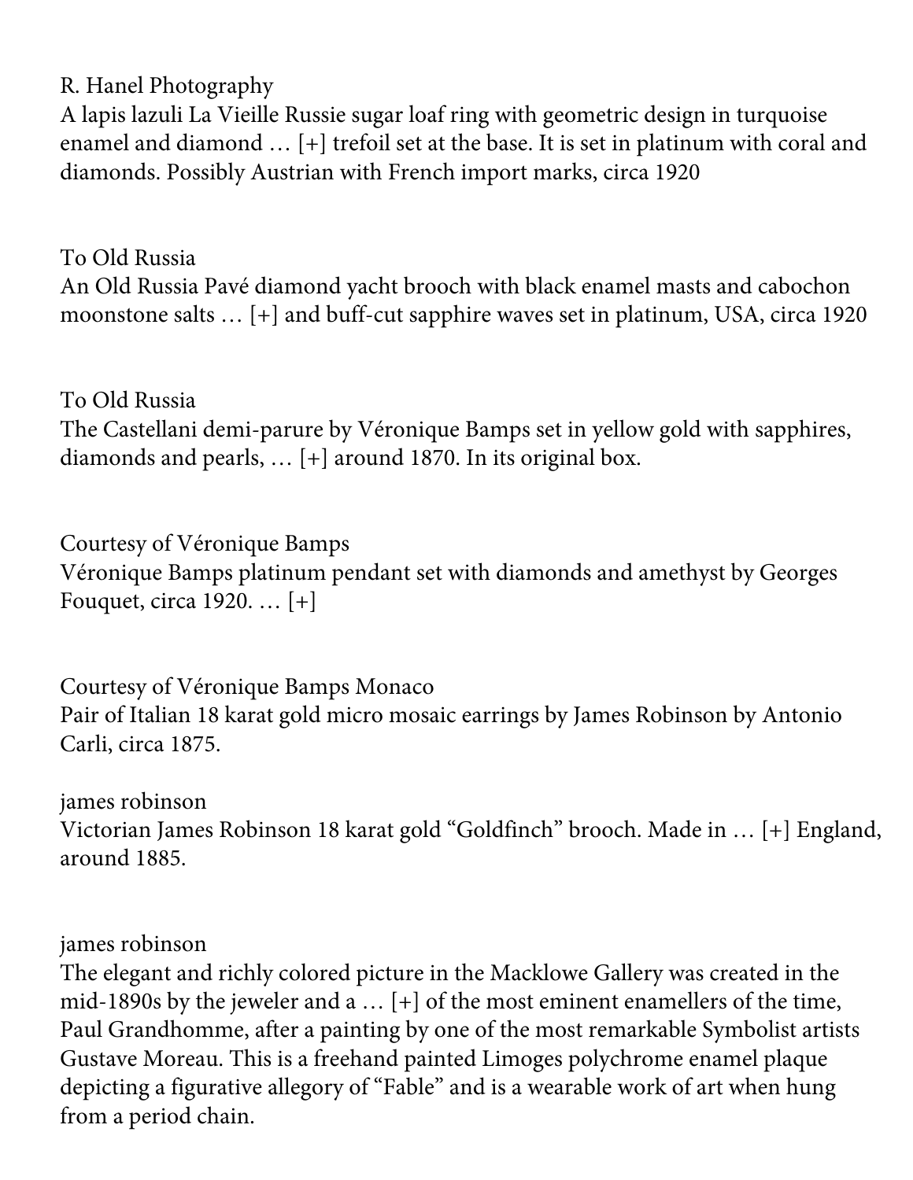R. Hanel Photography
A lapis lazuli La Vieille Russie sugar loaf ring with geometric design in turquoise enamel and diamond … [+] trefoil set at the base. It is set in platinum with coral and diamonds. Possibly Austrian with French import marks, circa 1920

To Old Russia
An Old Russia Pavé diamond yacht brooch with black enamel masts and cabochon moonstone salts … [+] and buff-cut sapphire waves set in platinum, USA, circa 1920

To Old Russia
The Castellani demi-parure by Véronique Bamps set in yellow gold with sapphires, diamonds and pearls, … [+] around 1870. In its original box.

Courtesy of Véronique Bamps
Véronique Bamps platinum pendant set with diamonds and amethyst by Georges Fouquet, circa 1920. … [+]

Courtesy of Véronique Bamps Monaco
Pair of Italian 18 karat gold micro mosaic earrings by James Robinson by Antonio Carli, circa 1875.

james robinson
Victorian James Robinson 18 karat gold "Goldfinch" brooch. Made in … [+] England, around 1885.

james robinson
The elegant and richly colored picture in the Macklowe Gallery was created in the mid-1890s by the jeweler and a … [+] of the most eminent enamellers of the time, Paul Grandhomme, after a painting by one of the most remarkable Symbolist artists Gustave Moreau. This is a freehand painted Limoges polychrome enamel plaque depicting a figurative allegory of "Fable" and is a wearable work of art when hung from a period chain.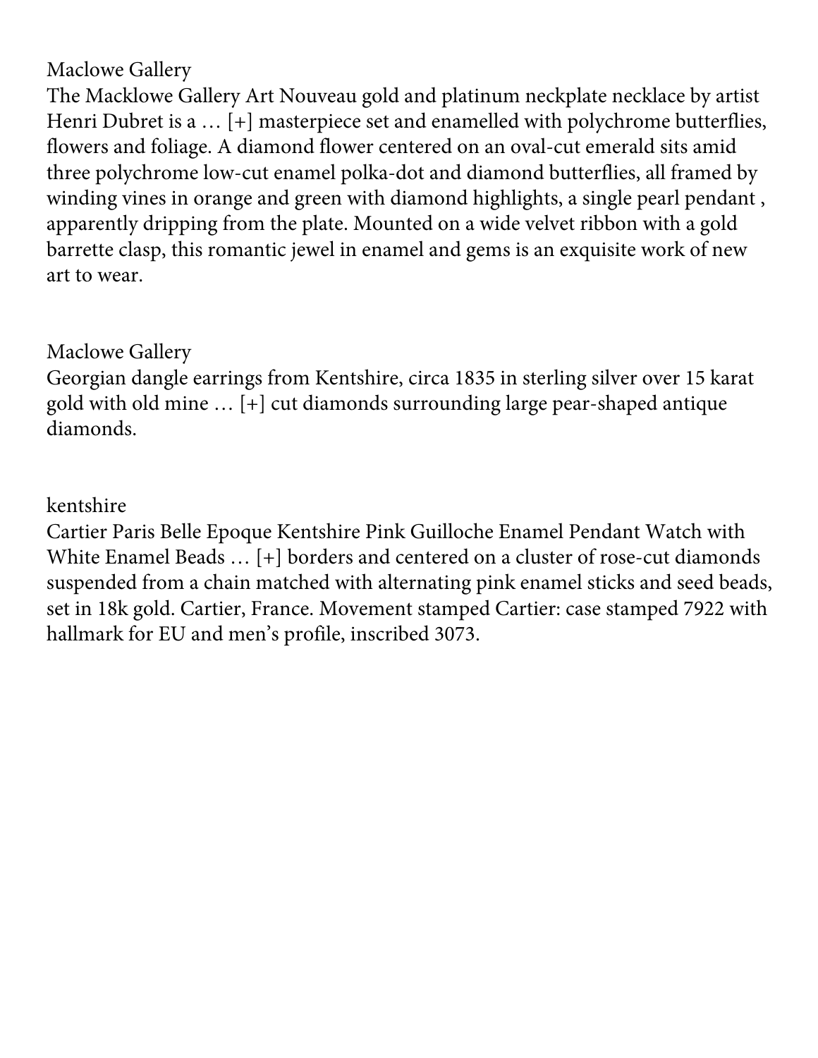Maclowe Gallery

The Macklowe Gallery Art Nouveau gold and platinum neckplate necklace by artist Henri Dubret is a … [+] masterpiece set and enamelled with polychrome butterflies, flowers and foliage. A diamond flower centered on an oval-cut emerald sits amid three polychrome low-cut enamel polka-dot and diamond butterflies, all framed by winding vines in orange and green with diamond highlights, a single pearl pendant , apparently dripping from the plate. Mounted on a wide velvet ribbon with a gold barrette clasp, this romantic jewel in enamel and gems is an exquisite work of new art to wear.

Maclowe Gallery

Georgian dangle earrings from Kentshire, circa 1835 in sterling silver over 15 karat gold with old mine … [+] cut diamonds surrounding large pear-shaped antique diamonds.

kentshire

Cartier Paris Belle Epoque Kentshire Pink Guilloche Enamel Pendant Watch with White Enamel Beads … [+] borders and centered on a cluster of rose-cut diamonds suspended from a chain matched with alternating pink enamel sticks and seed beads, set in 18k gold. Cartier, France. Movement stamped Cartier: case stamped 7922 with hallmark for EU and men's profile, inscribed 3073.